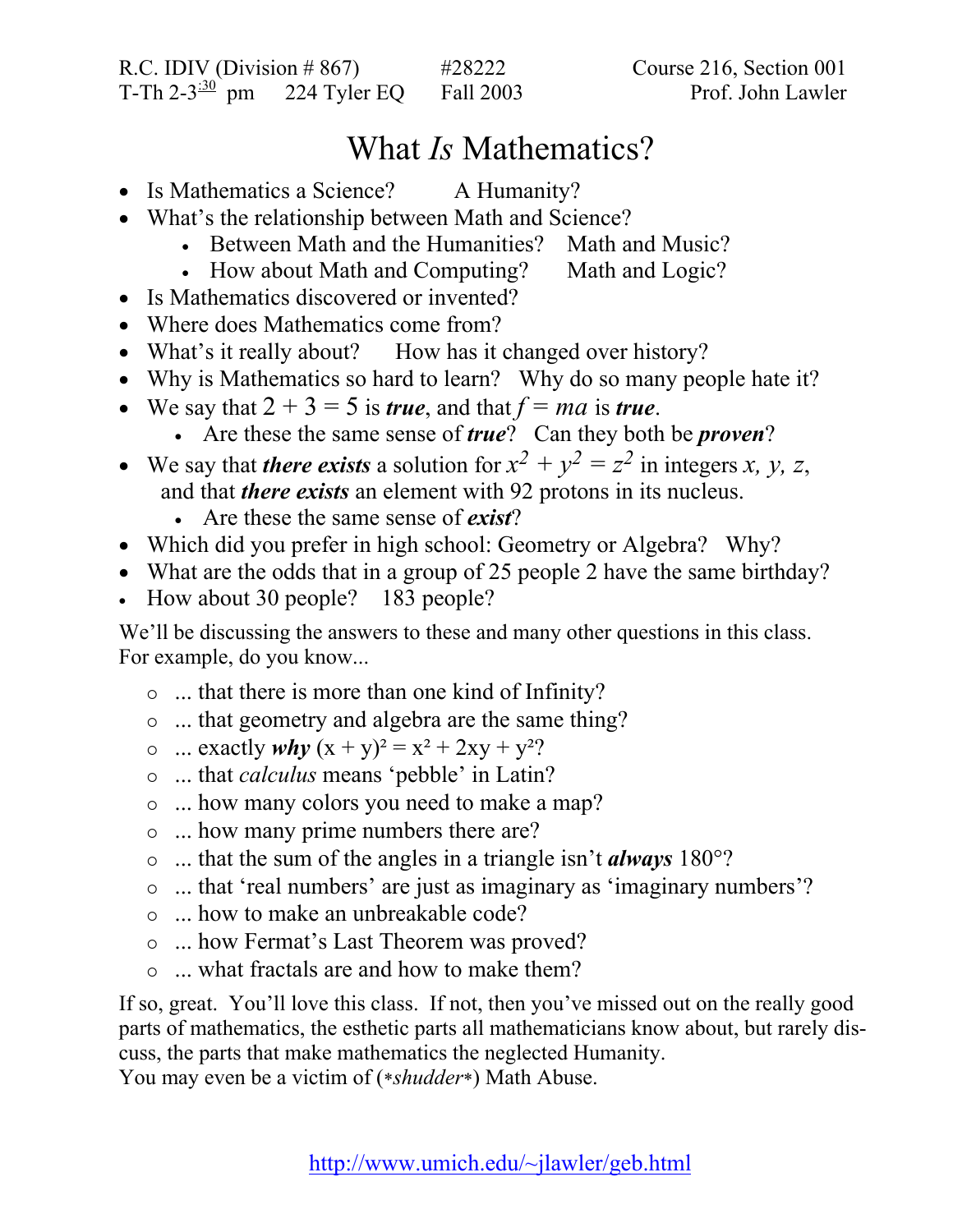R.C. IDIV (Division # 867) #28222 Course 216, Section 001
T-Th 2-3:30 pm 224 Tyler EQ Fall 2003 Prof. John Lawler

# What *Is* Mathematics?

- Is Mathematics a Science? A Humanity?
- What's the relationship between Math and Science?
  - Between Math and the Humanities? Math and Music?
  - How about Math and Computing? Math and Logic?
- Is Mathematics discovered or invented?
- Where does Mathematics come from?
- What's it really about? How has it changed over history?
- Why is Mathematics so hard to learn? Why do so many people hate it?
- We say that $2 + 3 = 5$ is ***true***, and that $f = ma$ is ***true***.
  - Are these the same sense of ***true***? Can they both be ***proven***?
- We say that ***there exists*** a solution for $x^2 + y^2 = z^2$ in integers $x$, $y$, $z$, and that ***there exists*** an element with 92 protons in its nucleus.
  - Are these the same sense of ***exist***?
- Which did you prefer in high school: Geometry or Algebra? Why?
- What are the odds that in a group of 25 people 2 have the same birthday?
- How about 30 people? 183 people?

We'll be discussing the answers to these and many other questions in this class.
For example, do you know...

- ... that there is more than one kind of Infinity?
- ... that geometry and algebra are the same thing?
- ... exactly ***why*** $(x + y)^2 = x^2 + 2xy + y^2$?
- ... that *calculus* means 'pebble' in Latin?
- ... how many colors you need to make a map?
- ... how many prime numbers there are?
- ... that the sum of the angles in a triangle isn't ***always*** 180°?
- ... that 'real numbers' are just as imaginary as 'imaginary numbers'?
- ... how to make an unbreakable code?
- ... how Fermat's Last Theorem was proved?
- ... what fractals are and how to make them?

If so, great. You'll love this class. If not, then you've missed out on the really good parts of mathematics, the esthetic parts all mathematicians know about, but rarely discuss, the parts that make mathematics the neglected Humanity.
You may even be a victim of (*\*shudder\**) Math Abuse.

http://www.umich.edu/~jlawler/geb.html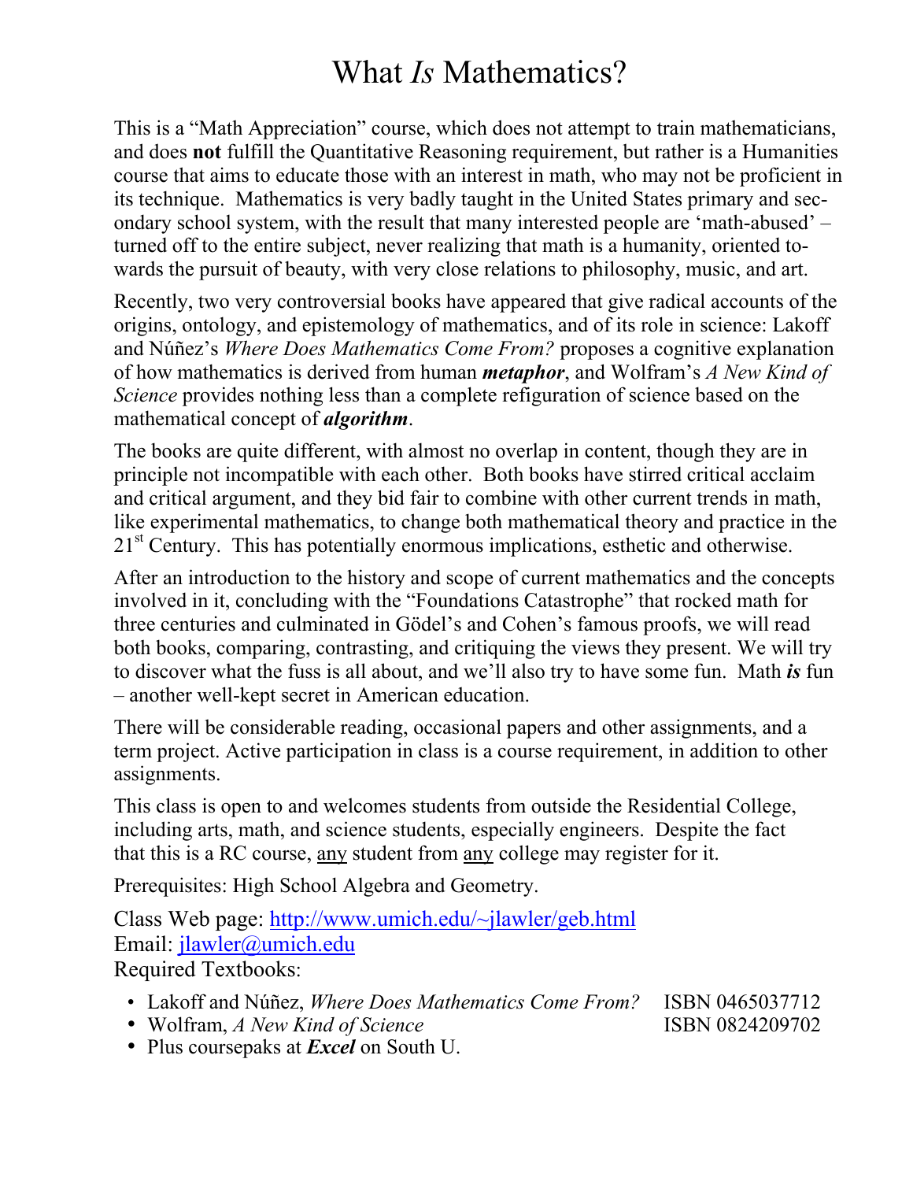# What *Is* Mathematics?

This is a "Math Appreciation" course, which does not attempt to train mathematicians, and does **not** fulfill the Quantitative Reasoning requirement, but rather is a Humanities course that aims to educate those with an interest in math, who may not be proficient in its technique. Mathematics is very badly taught in the United States primary and secondary school system, with the result that many interested people are 'math-abused' – turned off to the entire subject, never realizing that math is a humanity, oriented towards the pursuit of beauty, with very close relations to philosophy, music, and art.

Recently, two very controversial books have appeared that give radical accounts of the origins, ontology, and epistemology of mathematics, and of its role in science: Lakoff and Núñez's *Where Does Mathematics Come From?* proposes a cognitive explanation of how mathematics is derived from human ***metaphor***, and Wolfram's *A New Kind of Science* provides nothing less than a complete refiguration of science based on the mathematical concept of ***algorithm***.

The books are quite different, with almost no overlap in content, though they are in principle not incompatible with each other. Both books have stirred critical acclaim and critical argument, and they bid fair to combine with other current trends in math, like experimental mathematics, to change both mathematical theory and practice in the 21st Century. This has potentially enormous implications, esthetic and otherwise.

After an introduction to the history and scope of current mathematics and the concepts involved in it, concluding with the "Foundations Catastrophe" that rocked math for three centuries and culminated in Gödel's and Cohen's famous proofs, we will read both books, comparing, contrasting, and critiquing the views they present. We will try to discover what the fuss is all about, and we'll also try to have some fun. Math ***is*** fun – another well-kept secret in American education.

There will be considerable reading, occasional papers and other assignments, and a term project. Active participation in class is a course requirement, in addition to other assignments.

This class is open to and welcomes students from outside the Residential College, including arts, math, and science students, especially engineers. Despite the fact that this is a RC course, <u>any</u> student from <u>any</u> college may register for it.

Prerequisites: High School Algebra and Geometry.

Class Web page: [http://www.umich.edu/~jlawler/geb.html](http://www.umich.edu/~jlawler/geb.html)
Email: [jlawler@umich.edu](mailto:jlawler@umich.edu)
Required Textbooks:

- Lakoff and Núñez, *Where Does Mathematics Come From?* ISBN 0465037712
- Wolfram, *A New Kind of Science* ISBN 0824209702
- Plus coursepaks at ***Excel*** on South U.